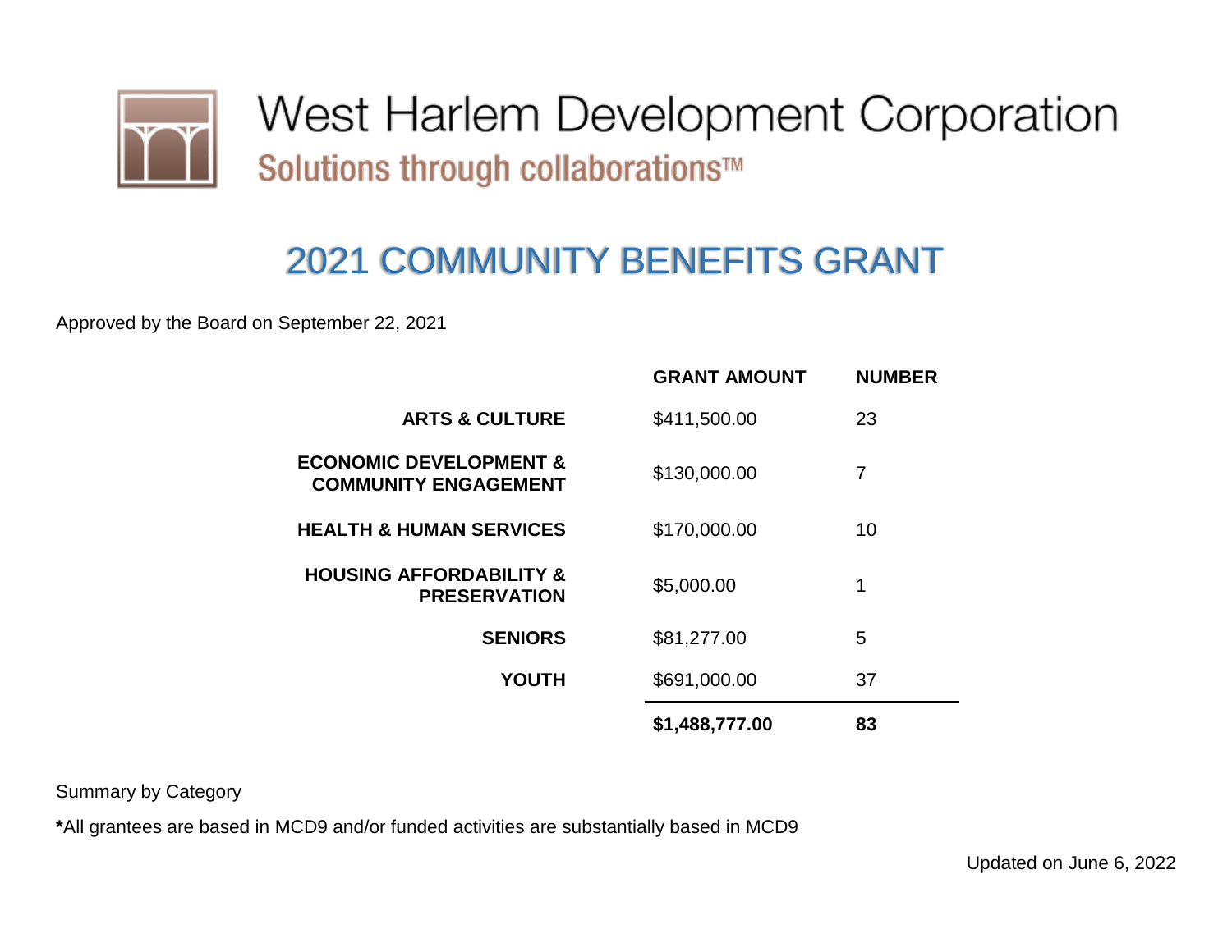# West Harlem Development Corporation

Solutions through collaborations™

## 2021 COMMUNITY BENEFITS GRANT

Approved by the Board on September 22, 2021

| | GRANT AMOUNT | NUMBER |
|---|---|---|
| **ARTS & CULTURE** | $411,500.00 | 23 |
| **ECONOMIC DEVELOPMENT & COMMUNITY ENGAGEMENT** | $130,000.00 | 7 |
| **HEALTH & HUMAN SERVICES** | $170,000.00 | 10 |
| **HOUSING AFFORDABILITY & PRESERVATION** | $5,000.00 | 1 |
| **SENIORS** | $81,277.00 | 5 |
| **YOUTH** | $691,000.00 | 37 |
| | **$1,488,777.00** | **83** |

Summary by Category

**\***All grantees are based in MCD9 and/or funded activities are substantially based in MCD9

Updated on June 6, 2022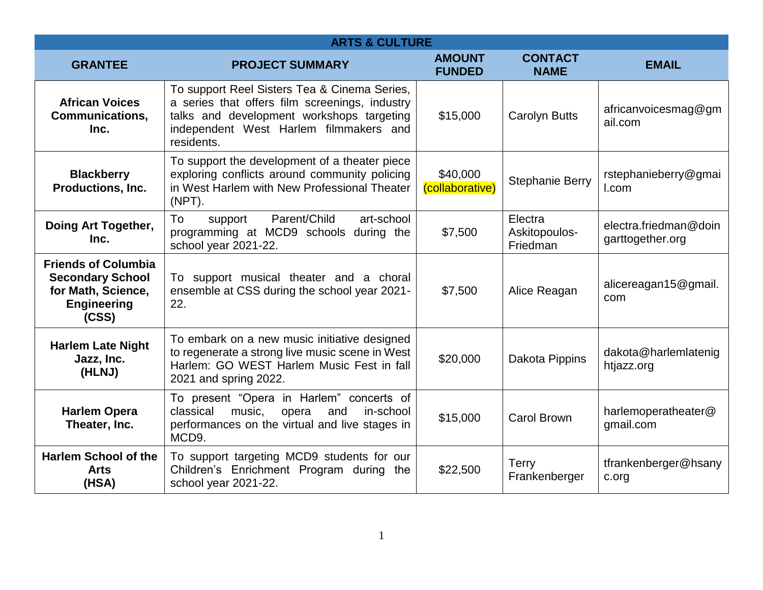| ARTS & CULTURE | | | | |
|---|---|---|---|---|
| **GRANTEE** | **PROJECT SUMMARY** | **AMOUNT FUNDED** | **CONTACT NAME** | **EMAIL** |
| **African Voices Communications, Inc.** | To support Reel Sisters Tea & Cinema Series, a series that offers film screenings, industry talks and development workshops targeting independent West Harlem filmmakers and residents. | $15,000 | Carolyn Butts | africanvoicesmag@gmail.com |
| **Blackberry Productions, Inc.** | To support the development of a theater piece exploring conflicts around community policing in West Harlem with New Professional Theater (NPT). | $40,000 (collaborative) | Stephanie Berry | rstephanieberry@gmail.com |
| **Doing Art Together, Inc.** | To support Parent/Child art-school programming at MCD9 schools during the school year 2021-22. | $7,500 | Electra Askitopoulos-Friedman | electra.friedman@doingarttogether.org |
| **Friends of Columbia Secondary School for Math, Science, Engineering (CSS)** | To support musical theater and a choral ensemble at CSS during the school year 2021-22. | $7,500 | Alice Reagan | alicereagan15@gmail.com |
| **Harlem Late Night Jazz, Inc. (HLNJ)** | To embark on a new music initiative designed to regenerate a strong live music scene in West Harlem: GO WEST Harlem Music Fest in fall 2021 and spring 2022. | $20,000 | Dakota Pippins | dakota@harlemlatenightjazz.org |
| **Harlem Opera Theater, Inc.** | To present "Opera in Harlem" concerts of classical music, opera and in-school performances on the virtual and live stages in MCD9. | $15,000 | Carol Brown | harlemoperatheater@gmail.com |
| **Harlem School of the Arts (HSA)** | To support targeting MCD9 students for our Children's Enrichment Program during the school year 2021-22. | $22,500 | Terry Frankenberger | tfrankenberger@hsanyc.org |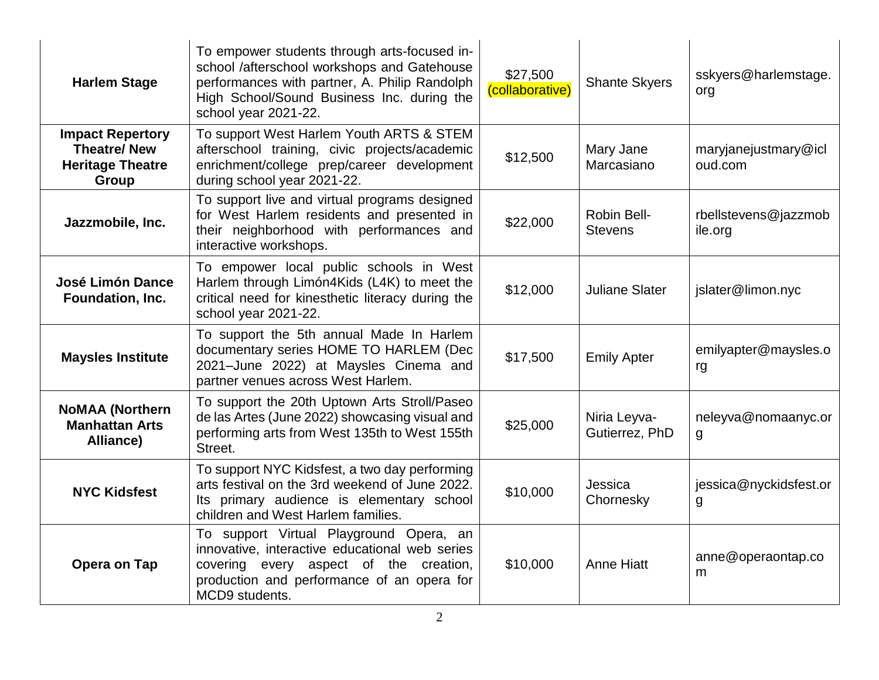| | | | | |
|---|---|---|---|---|
| **Harlem Stage** | To empower students through arts-focused in-school /afterschool workshops and Gatehouse performances with partner, A. Philip Randolph High School/Sound Business Inc. during the school year 2021-22. | $27,500 (collaborative) | Shante Skyers | sskyers@harlemstage.org |
| **Impact Repertory Theatre/ New Heritage Theatre Group** | To support West Harlem Youth ARTS & STEM afterschool training, civic projects/academic enrichment/college prep/career development during school year 2021-22. | $12,500 | Mary Jane Marcasiano | maryjanejustmary@icloud.com |
| **Jazzmobile, Inc.** | To support live and virtual programs designed for West Harlem residents and presented in their neighborhood with performances and interactive workshops. | $22,000 | Robin Bell-Stevens | rbellstevens@jazzmobile.org |
| **José Limón Dance Foundation, Inc.** | To empower local public schools in West Harlem through Limón4Kids (L4K) to meet the critical need for kinesthetic literacy during the school year 2021-22. | $12,000 | Juliane Slater | jslater@limon.nyc |
| **Maysles Institute** | To support the 5th annual Made In Harlem documentary series HOME TO HARLEM (Dec 2021–June 2022) at Maysles Cinema and partner venues across West Harlem. | $17,500 | Emily Apter | emilyapter@maysles.org |
| **NoMAA (Northern Manhattan Arts Alliance)** | To support the 20th Uptown Arts Stroll/Paseo de las Artes (June 2022) showcasing visual and performing arts from West 135th to West 155th Street. | $25,000 | Niria Leyva-Gutierrez, PhD | neleyva@nomaanyc.org |
| **NYC Kidsfest** | To support NYC Kidsfest, a two day performing arts festival on the 3rd weekend of June 2022. Its primary audience is elementary school children and West Harlem families. | $10,000 | Jessica Chornesky | jessica@nyckidsfest.org |
| **Opera on Tap** | To support Virtual Playground Opera, an innovative, interactive educational web series covering every aspect of the creation, production and performance of an opera for MCD9 students. | $10,000 | Anne Hiatt | anne@operaontap.com |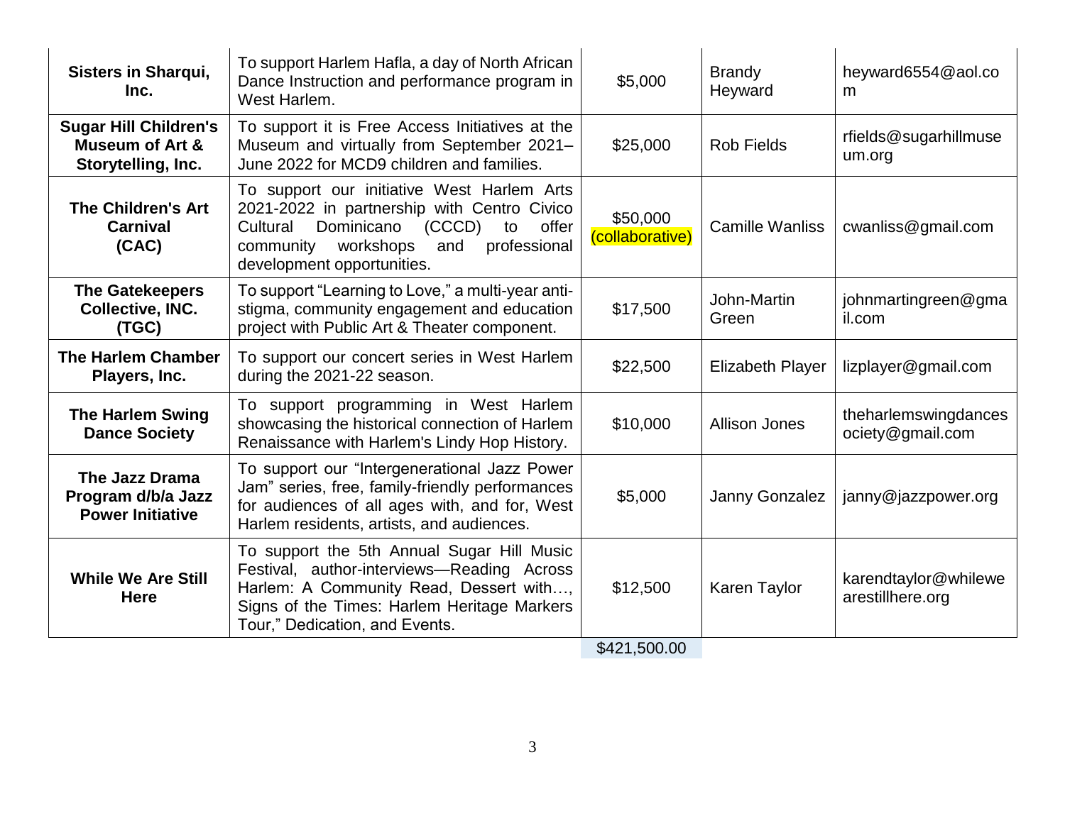| | | | | |
|---|---|---|---|---|
| **Sisters in Sharqui, Inc.** | To support Harlem Hafla, a day of North African Dance Instruction and performance program in West Harlem. | \$5,000 | Brandy Heyward | heyward6554@aol.com |
| **Sugar Hill Children's Museum of Art & Storytelling, Inc.** | To support it is Free Access Initiatives at the Museum and virtually from September 2021–June 2022 for MCD9 children and families. | \$25,000 | Rob Fields | rfields@sugarhillmuseum.org |
| **The Children's Art Carnival (CAC)** | To support our initiative West Harlem Arts 2021-2022 in partnership with Centro Civico Cultural Dominicano (CCCD) to offer community workshops and professional development opportunities. | \$50,000 (collaborative) | Camille Wanliss | cwanliss@gmail.com |
| **The Gatekeepers Collective, INC. (TGC)** | To support "Learning to Love," a multi-year anti-stigma, community engagement and education project with Public Art & Theater component. | \$17,500 | John-Martin Green | johnmartingreen@gmail.com |
| **The Harlem Chamber Players, Inc.** | To support our concert series in West Harlem during the 2021-22 season. | \$22,500 | Elizabeth Player | lizplayer@gmail.com |
| **The Harlem Swing Dance Society** | To support programming in West Harlem showcasing the historical connection of Harlem Renaissance with Harlem's Lindy Hop History. | \$10,000 | Allison Jones | theharlemswingdancesociety@gmail.com |
| **The Jazz Drama Program d/b/a Jazz Power Initiative** | To support our "Intergenerational Jazz Power Jam" series, free, family-friendly performances for audiences of all ages with, and for, West Harlem residents, artists, and audiences. | \$5,000 | Janny Gonzalez | janny@jazzpower.org |
| **While We Are Still Here** | To support the 5th Annual Sugar Hill Music Festival, author-interviews—Reading Across Harlem: A Community Read, Dessert with…, Signs of the Times: Harlem Heritage Markers Tour," Dedication, and Events. | \$12,500 | Karen Taylor | karendtaylor@whilewearestillhere.org |
| | | \$421,500.00 | | |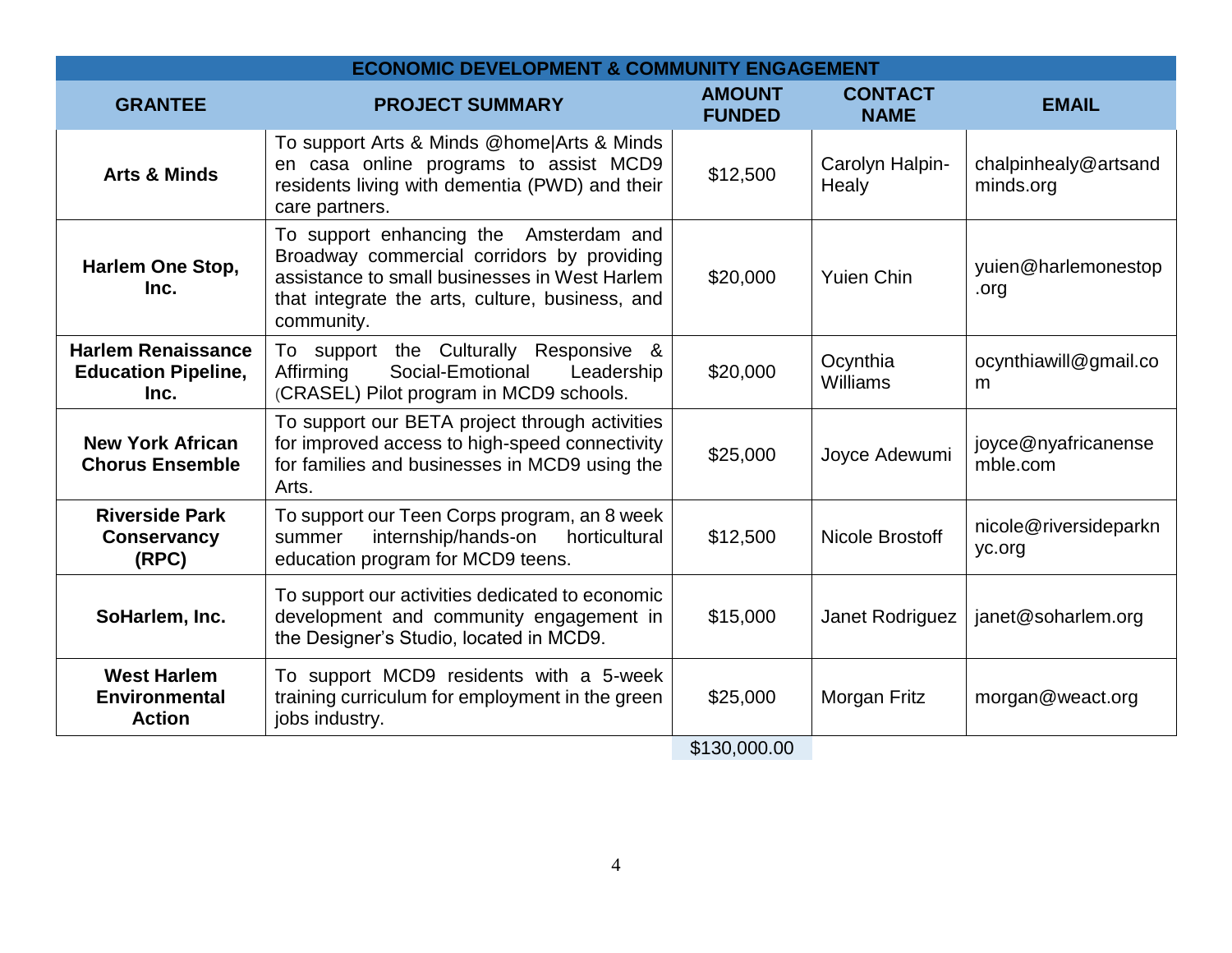| ECONOMIC DEVELOPMENT & COMMUNITY ENGAGEMENT | | | | |
|---|---|---|---|---|
| **GRANTEE** | **PROJECT SUMMARY** | **AMOUNT FUNDED** | **CONTACT NAME** | **EMAIL** |
| **Arts & Minds** | To support Arts & Minds @home\|Arts & Minds en casa online programs to assist MCD9 residents living with dementia (PWD) and their care partners. | $12,500 | Carolyn Halpin-Healy | chalpinhealy@artsandminds.org |
| **Harlem One Stop, Inc.** | To support enhancing the Amsterdam and Broadway commercial corridors by providing assistance to small businesses in West Harlem that integrate the arts, culture, business, and community. | $20,000 | Yuien Chin | yuien@harlemonestop.org |
| **Harlem Renaissance Education Pipeline, Inc.** | To support the Culturally Responsive & Affirming Social-Emotional Leadership (CRASEL) Pilot program in MCD9 schools. | $20,000 | Ocynthia Williams | ocynthiawill@gmail.com |
| **New York African Chorus Ensemble** | To support our BETA project through activities for improved access to high-speed connectivity for families and businesses in MCD9 using the Arts. | $25,000 | Joyce Adewumi | joyce@nyafricanensemble.com |
| **Riverside Park Conservancy (RPC)** | To support our Teen Corps program, an 8 week summer internship/hands-on horticultural education program for MCD9 teens. | $12,500 | Nicole Brostoff | nicole@riversideparknyc.org |
| **SoHarlem, Inc.** | To support our activities dedicated to economic development and community engagement in the Designer's Studio, located in MCD9. | $15,000 | Janet Rodriguez | janet@soharlem.org |
| **West Harlem Environmental Action** | To support MCD9 residents with a 5-week training curriculum for employment in the green jobs industry. | $25,000 | Morgan Fritz | morgan@weact.org |
| | | $130,000.00 | | |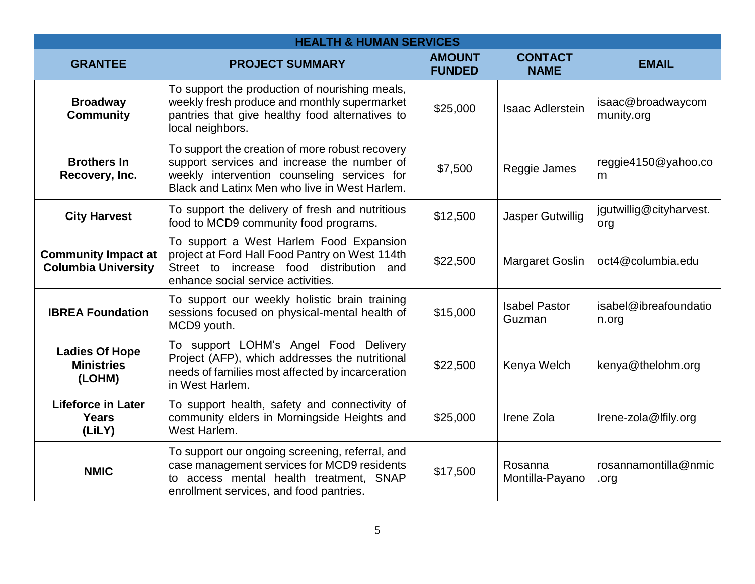| HEALTH & HUMAN SERVICES | | | | |
|---|---|---|---|---|
| **GRANTEE** | **PROJECT SUMMARY** | **AMOUNT FUNDED** | **CONTACT NAME** | **EMAIL** |
| **Broadway Community** | To support the production of nourishing meals, weekly fresh produce and monthly supermarket pantries that give healthy food alternatives to local neighbors. | $25,000 | Isaac Adlerstein | isaac@broadwaycommunity.org |
| **Brothers In Recovery, Inc.** | To support the creation of more robust recovery support services and increase the number of weekly intervention counseling services for Black and Latinx Men who live in West Harlem. | $7,500 | Reggie James | reggie4150@yahoo.com |
| **City Harvest** | To support the delivery of fresh and nutritious food to MCD9 community food programs. | $12,500 | Jasper Gutwillig | jgutwillig@cityharvest.org |
| **Community Impact at Columbia University** | To support a West Harlem Food Expansion project at Ford Hall Food Pantry on West 114th Street to increase food distribution and enhance social service activities. | $22,500 | Margaret Goslin | oct4@columbia.edu |
| **IBREA Foundation** | To support our weekly holistic brain training sessions focused on physical-mental health of MCD9 youth. | $15,000 | Isabel Pastor Guzman | isabel@ibreafoundation.org |
| **Ladies Of Hope Ministries (LOHM)** | To support LOHM's Angel Food Delivery Project (AFP), which addresses the nutritional needs of families most affected by incarceration in West Harlem. | $22,500 | Kenya Welch | kenya@thelohm.org |
| **Lifeforce in Later Years (LiLY)** | To support health, safety and connectivity of community elders in Morningside Heights and West Harlem. | $25,000 | Irene Zola | Irene-zola@lfily.org |
| **NMIC** | To support our ongoing screening, referral, and case management services for MCD9 residents to access mental health treatment, SNAP enrollment services, and food pantries. | $17,500 | Rosanna Montilla-Payano | rosannamontilla@nmic.org |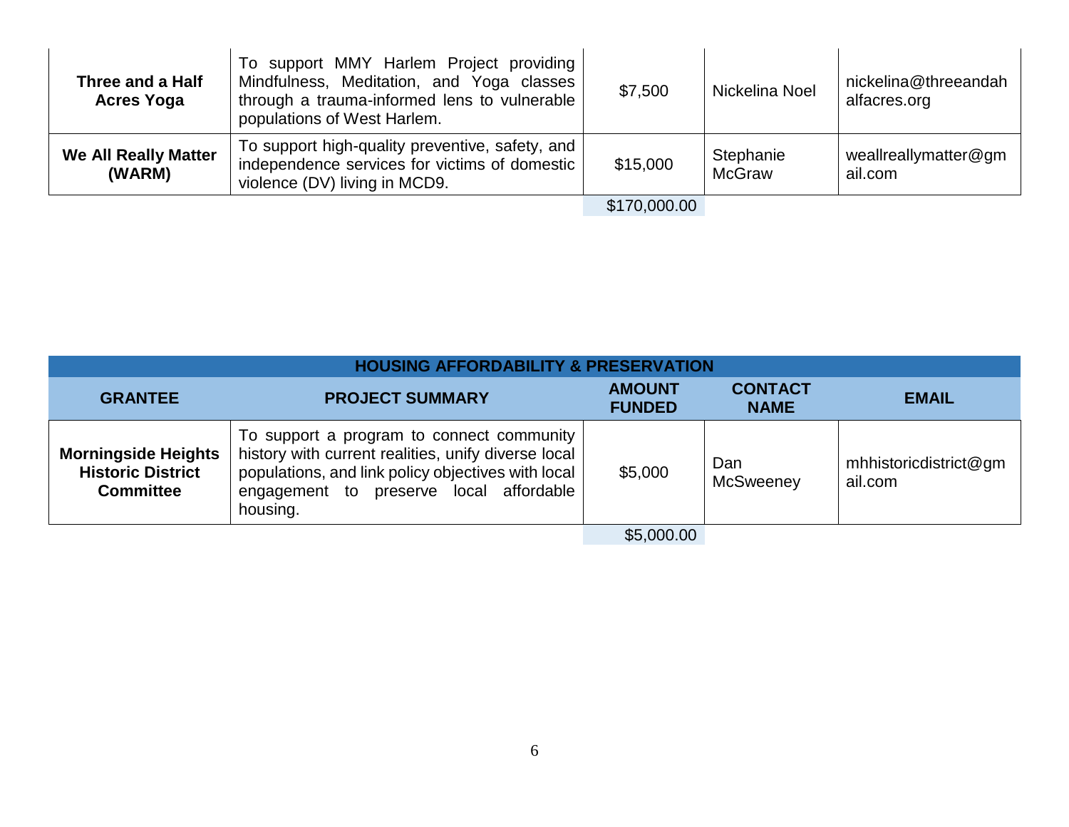| | | | | |
|---|---|---|---|---|
| **Three and a Half Acres Yoga** | To support MMY Harlem Project providing Mindfulness, Meditation, and Yoga classes through a trauma-informed lens to vulnerable populations of West Harlem. | $7,500 | Nickelina Noel | nickelina@threeandahalfacres.org |
| **We All Really Matter (WARM)** | To support high-quality preventive, safety, and independence services for victims of domestic violence (DV) living in MCD9. | $15,000 | Stephanie McGraw | weallreallymatter@gmail.com |
| | | $170,000.00 | | |

| **HOUSING AFFORDABILITY & PRESERVATION** | | | | |
|---|---|---|---|---|
| **GRANTEE** | **PROJECT SUMMARY** | **AMOUNT FUNDED** | **CONTACT NAME** | **EMAIL** |
| **Morningside Heights Historic District Committee** | To support a program to connect community history with current realities, unify diverse local populations, and link policy objectives with local engagement to preserve local affordable housing. | $5,000 | Dan McSweeney | mhhistoricdistrict@gmail.com |
| | | $5,000.00 | | |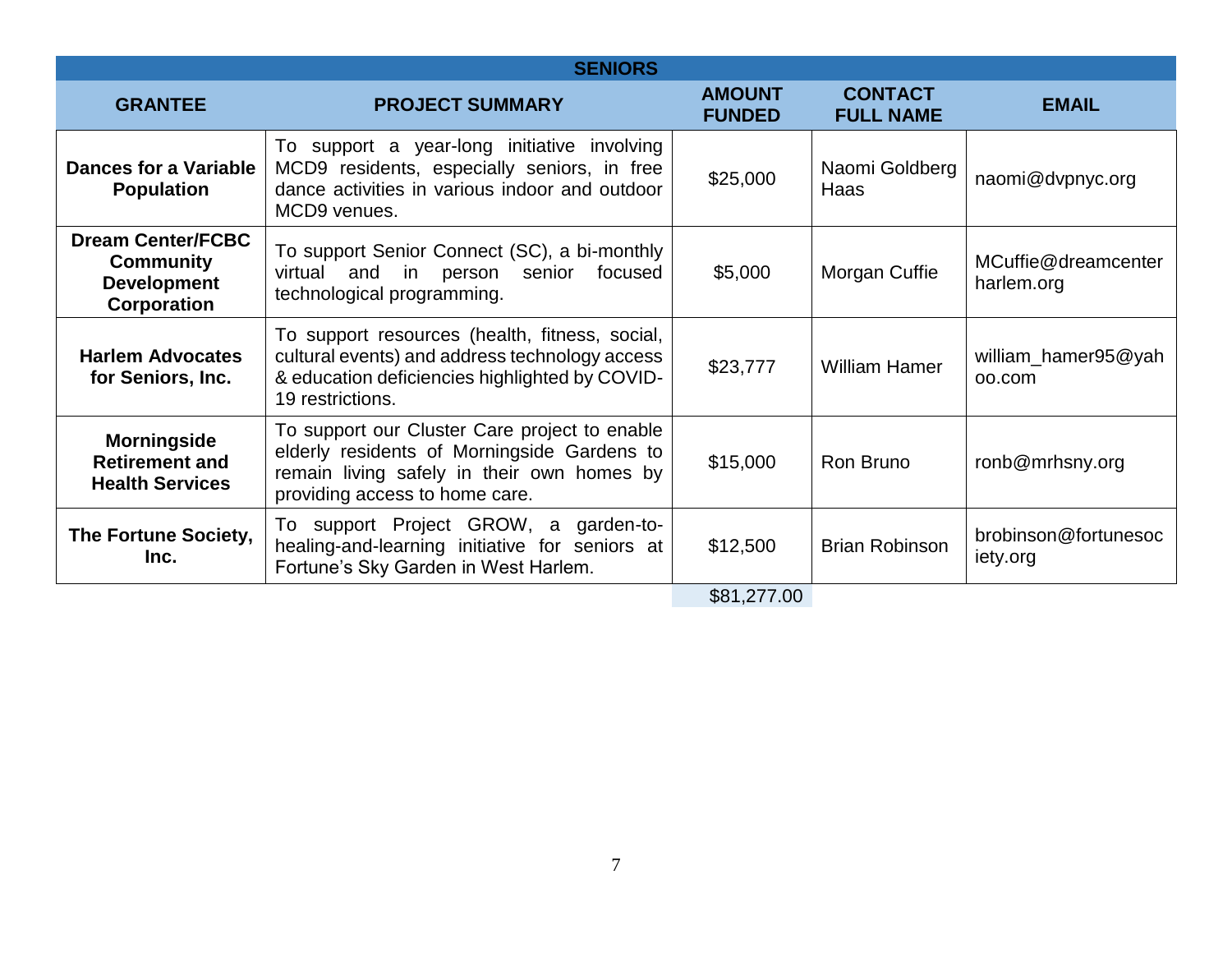| SENIORS | | | | |
|---|---|---|---|---|
| **GRANTEE** | **PROJECT SUMMARY** | **AMOUNT FUNDED** | **CONTACT FULL NAME** | **EMAIL** |
| **Dances for a Variable Population** | To support a year-long initiative involving MCD9 residents, especially seniors, in free dance activities in various indoor and outdoor MCD9 venues. | $25,000 | Naomi Goldberg Haas | naomi@dvpnyc.org |
| **Dream Center/FCBC Community Development Corporation** | To support Senior Connect (SC), a bi-monthly virtual and in person senior focused technological programming. | $5,000 | Morgan Cuffie | MCuffie@dreamcenterharlem.org |
| **Harlem Advocates for Seniors, Inc.** | To support resources (health, fitness, social, cultural events) and address technology access & education deficiencies highlighted by COVID-19 restrictions. | $23,777 | William Hamer | william_hamer95@yahoo.com |
| **Morningside Retirement and Health Services** | To support our Cluster Care project to enable elderly residents of Morningside Gardens to remain living safely in their own homes by providing access to home care. | $15,000 | Ron Bruno | ronb@mrhsny.org |
| **The Fortune Society, Inc.** | To support Project GROW, a garden-to-healing-and-learning initiative for seniors at Fortune's Sky Garden in West Harlem. | $12,500 | Brian Robinson | brobinson@fortunesociety.org |
| | | $81,277.00 | | |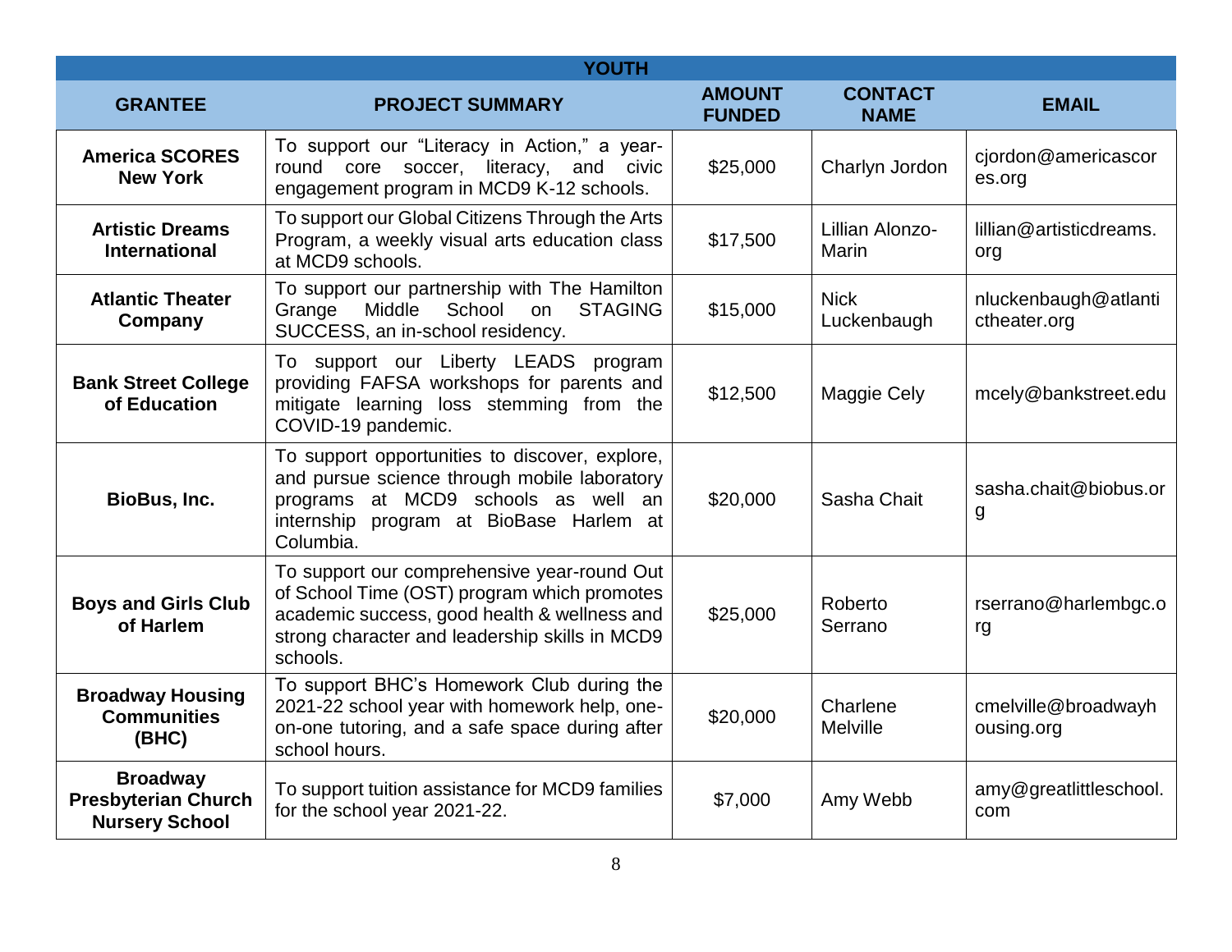| YOUTH | | | | |
|---|---|---|---|---|
| **GRANTEE** | **PROJECT SUMMARY** | **AMOUNT FUNDED** | **CONTACT NAME** | **EMAIL** |
| **America SCORES New York** | To support our "Literacy in Action," a year-round core soccer, literacy, and civic engagement program in MCD9 K-12 schools. | $25,000 | Charlyn Jordon | cjordon@americascores.org |
| **Artistic Dreams International** | To support our Global Citizens Through the Arts Program, a weekly visual arts education class at MCD9 schools. | $17,500 | Lillian Alonzo-Marin | lillian@artisticdreams.org |
| **Atlantic Theater Company** | To support our partnership with The Hamilton Grange Middle School on STAGING SUCCESS, an in-school residency. | $15,000 | Nick Luckenbaugh | nluckenbaugh@atlantictheater.org |
| **Bank Street College of Education** | To support our Liberty LEADS program providing FAFSA workshops for parents and mitigate learning loss stemming from the COVID-19 pandemic. | $12,500 | Maggie Cely | mcely@bankstreet.edu |
| **BioBus, Inc.** | To support opportunities to discover, explore, and pursue science through mobile laboratory programs at MCD9 schools as well an internship program at BioBase Harlem at Columbia. | $20,000 | Sasha Chait | sasha.chait@biobus.org |
| **Boys and Girls Club of Harlem** | To support our comprehensive year-round Out of School Time (OST) program which promotes academic success, good health & wellness and strong character and leadership skills in MCD9 schools. | $25,000 | Roberto Serrano | rserrano@harlembgc.org |
| **Broadway Housing Communities (BHC)** | To support BHC's Homework Club during the 2021-22 school year with homework help, one-on-one tutoring, and a safe space during after school hours. | $20,000 | Charlene Melville | cmelville@broadwayhousing.org |
| **Broadway Presbyterian Church Nursery School** | To support tuition assistance for MCD9 families for the school year 2021-22. | $7,000 | Amy Webb | amy@greatlittleschool.com |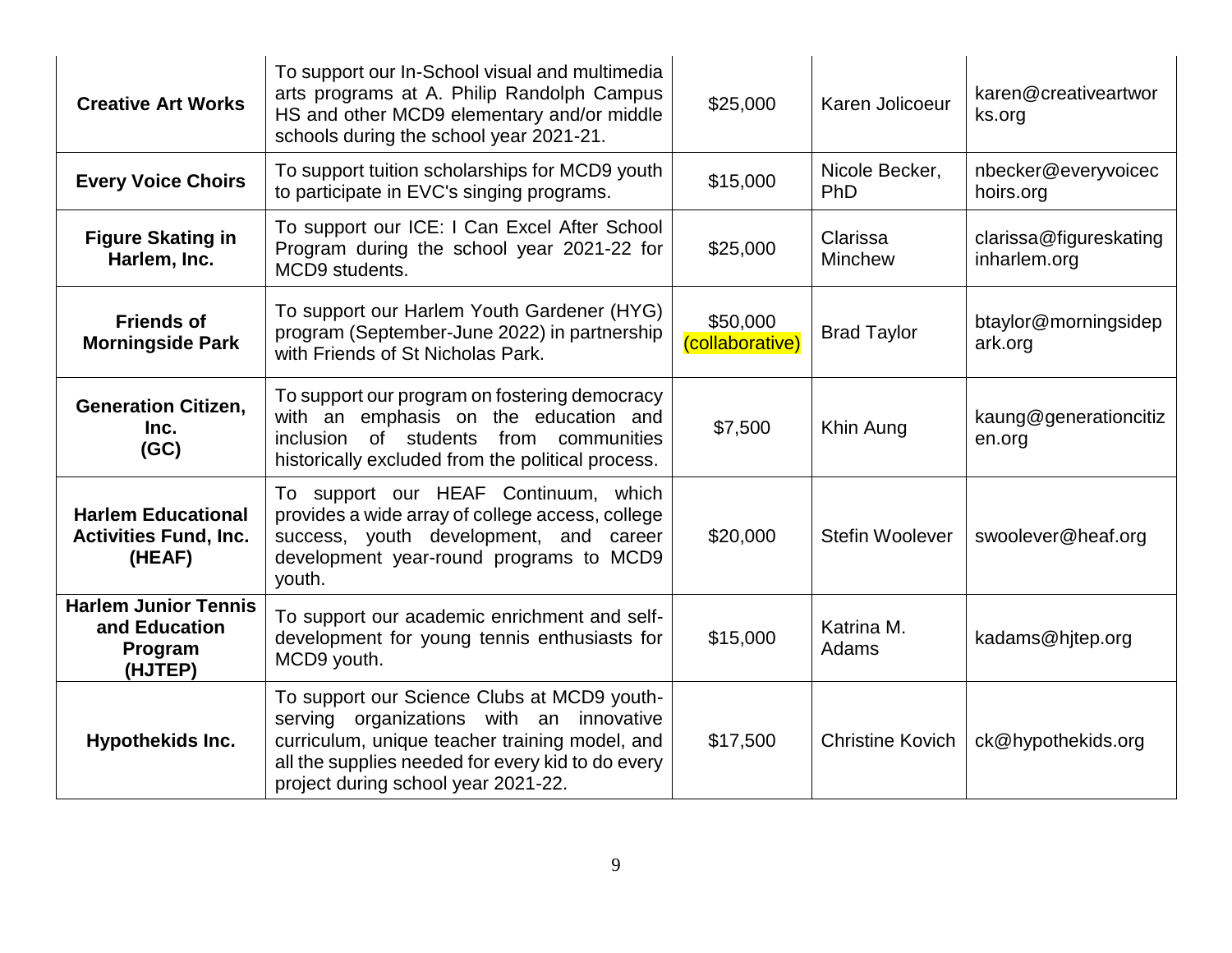| | | | | |
|---|---|---|---|---|
| **Creative Art Works** | To support our In-School visual and multimedia arts programs at A. Philip Randolph Campus HS and other MCD9 elementary and/or middle schools during the school year 2021-21. | $25,000 | Karen Jolicoeur | karen@creativeartworks.org |
| **Every Voice Choirs** | To support tuition scholarships for MCD9 youth to participate in EVC's singing programs. | $15,000 | Nicole Becker, PhD | nbecker@everyvoicechoirs.org |
| **Figure Skating in Harlem, Inc.** | To support our ICE: I Can Excel After School Program during the school year 2021-22 for MCD9 students. | $25,000 | Clarissa Minchew | clarissa@figureskatinginharlem.org |
| **Friends of Morningside Park** | To support our Harlem Youth Gardener (HYG) program (September-June 2022) in partnership with Friends of St Nicholas Park. | $50,000 (collaborative) | Brad Taylor | btaylor@morningsidepark.org |
| **Generation Citizen, Inc. (GC)** | To support our program on fostering democracy with an emphasis on the education and inclusion of students from communities historically excluded from the political process. | $7,500 | Khin Aung | kaung@generationcitizen.org |
| **Harlem Educational Activities Fund, Inc. (HEAF)** | To support our HEAF Continuum, which provides a wide array of college access, college success, youth development, and career development year-round programs to MCD9 youth. | $20,000 | Stefin Woolever | swoolever@heaf.org |
| **Harlem Junior Tennis and Education Program (HJTEP)** | To support our academic enrichment and self-development for young tennis enthusiasts for MCD9 youth. | $15,000 | Katrina M. Adams | kadams@hjtep.org |
| **Hypothekids Inc.** | To support our Science Clubs at MCD9 youth-serving organizations with an innovative curriculum, unique teacher training model, and all the supplies needed for every kid to do every project during school year 2021-22. | $17,500 | Christine Kovich | ck@hypothekids.org |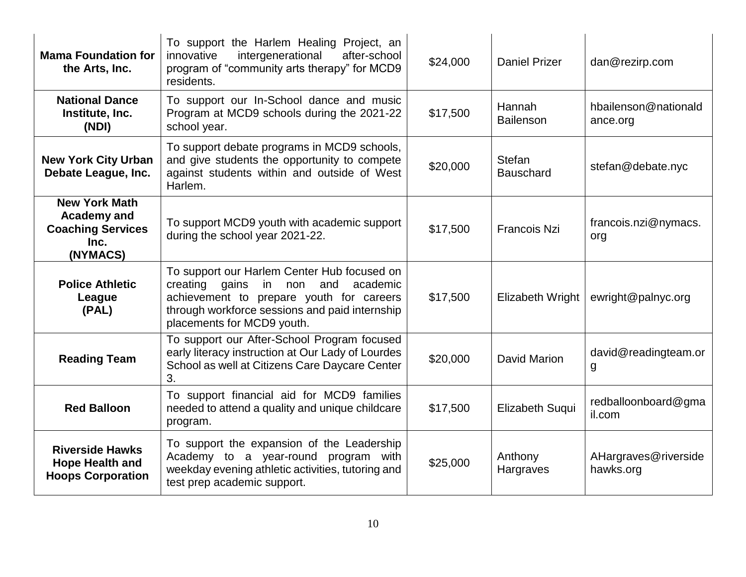| | | | | |
|---|---|---|---|---|
| **Mama Foundation for the Arts, Inc.** | To support the Harlem Healing Project, an innovative intergenerational after-school program of "community arts therapy" for MCD9 residents. | $24,000 | Daniel Prizer | dan@rezirp.com |
| **National Dance Institute, Inc. (NDI)** | To support our In-School dance and music Program at MCD9 schools during the 2021-22 school year. | $17,500 | Hannah Bailenson | hbailenson@nationaldance.org |
| **New York City Urban Debate League, Inc.** | To support debate programs in MCD9 schools, and give students the opportunity to compete against students within and outside of West Harlem. | $20,000 | Stefan Bauschard | stefan@debate.nyc |
| **New York Math Academy and Coaching Services Inc. (NYMACS)** | To support MCD9 youth with academic support during the school year 2021-22. | $17,500 | Francois Nzi | francois.nzi@nymacs.org |
| **Police Athletic League (PAL)** | To support our Harlem Center Hub focused on creating gains in non and academic achievement to prepare youth for careers through workforce sessions and paid internship placements for MCD9 youth. | $17,500 | Elizabeth Wright | ewright@palnyc.org |
| **Reading Team** | To support our After-School Program focused early literacy instruction at Our Lady of Lourdes School as well at Citizens Care Daycare Center 3. | $20,000 | David Marion | david@readingteam.org |
| **Red Balloon** | To support financial aid for MCD9 families needed to attend a quality and unique childcare program. | $17,500 | Elizabeth Suqui | redballoonboard@gmail.com |
| **Riverside Hawks Hope Health and Hoops Corporation** | To support the expansion of the Leadership Academy to a year-round program with weekday evening athletic activities, tutoring and test prep academic support. | $25,000 | Anthony Hargraves | AHargraves@riversidehawks.org |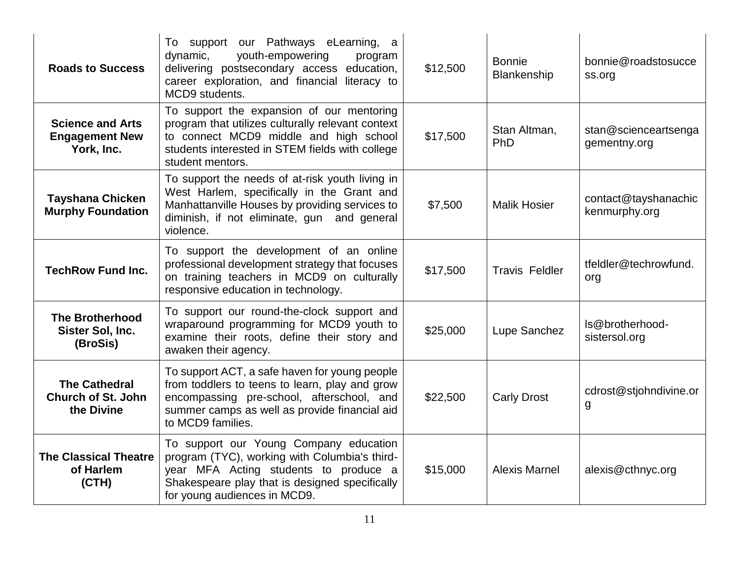| | | | | |
|---|---|---|---|---|
| **Roads to Success** | To support our Pathways eLearning, a dynamic, youth-empowering program delivering postsecondary access education, career exploration, and financial literacy to MCD9 students. | $12,500 | Bonnie Blankenship | bonnie@roadstosuccess.org |
| **Science and Arts Engagement New York, Inc.** | To support the expansion of our mentoring program that utilizes culturally relevant context to connect MCD9 middle and high school students interested in STEM fields with college student mentors. | $17,500 | Stan Altman, PhD | stan@scienceartsengagementny.org |
| **Tayshana Chicken Murphy Foundation** | To support the needs of at-risk youth living in West Harlem, specifically in the Grant and Manhattanville Houses by providing services to diminish, if not eliminate, gun and general violence. | $7,500 | Malik Hosier | contact@tayshanachickenmurphy.org |
| **TechRow Fund Inc.** | To support the development of an online professional development strategy that focuses on training teachers in MCD9 on culturally responsive education in technology. | $17,500 | Travis Feldler | tfeldler@techrowfund.org |
| **The Brotherhood Sister Sol, Inc. (BroSis)** | To support our round-the-clock support and wraparound programming for MCD9 youth to examine their roots, define their story and awaken their agency. | $25,000 | Lupe Sanchez | ls@brotherhood-sistersol.org |
| **The Cathedral Church of St. John the Divine** | To support ACT, a safe haven for young people from toddlers to teens to learn, play and grow encompassing pre-school, afterschool, and summer camps as well as provide financial aid to MCD9 families. | $22,500 | Carly Drost | cdrost@stjohndivine.org |
| **The Classical Theatre of Harlem (CTH)** | To support our Young Company education program (TYC), working with Columbia's third-year MFA Acting students to produce a Shakespeare play that is designed specifically for young audiences in MCD9. | $15,000 | Alexis Marnel | alexis@cthnyc.org |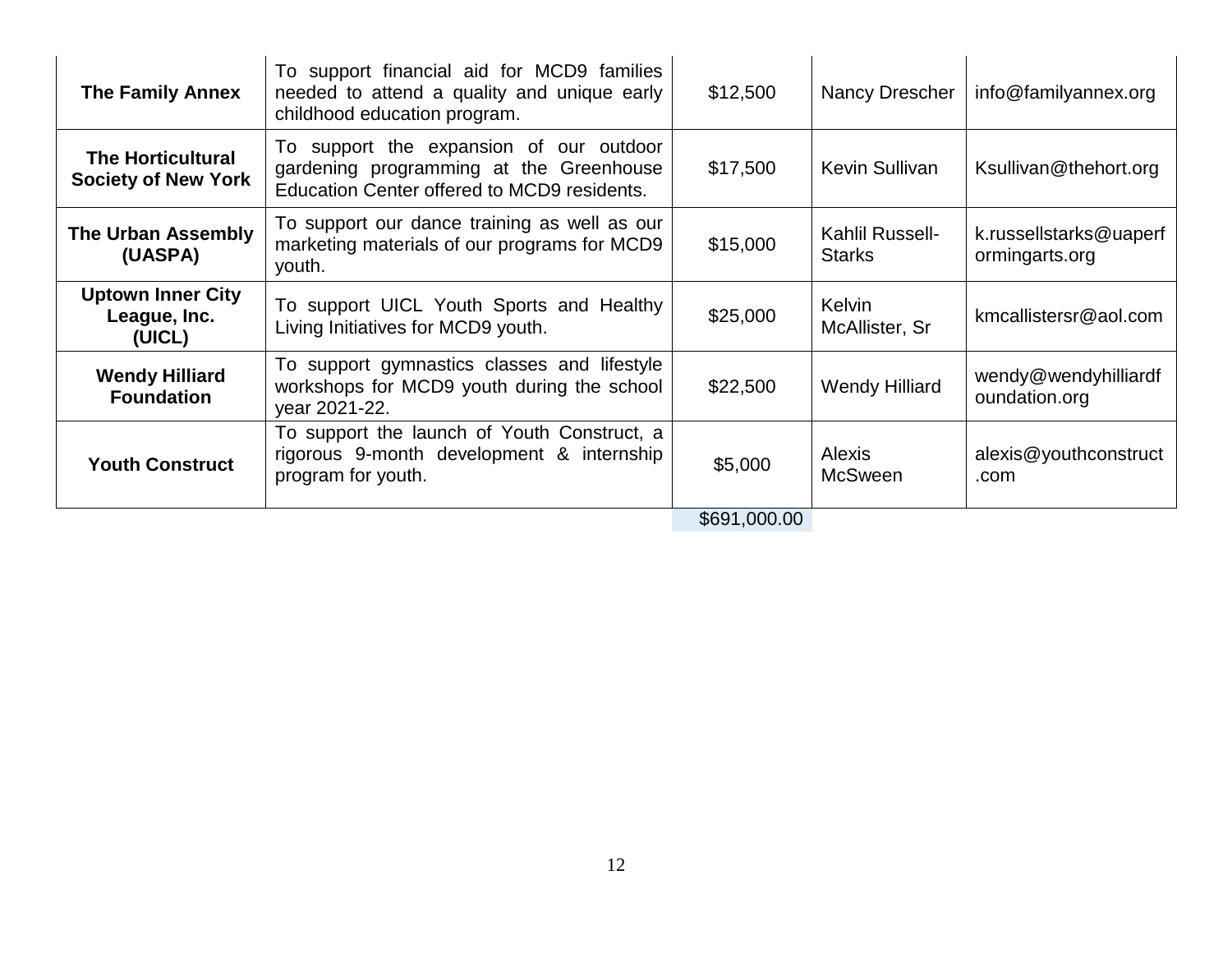| | | | | |
|---|---|---|---|---|
| **The Family Annex** | To support financial aid for MCD9 families needed to attend a quality and unique early childhood education program. | $12,500 | Nancy Drescher | info@familyannex.org |
| **The Horticultural Society of New York** | To support the expansion of our outdoor gardening programming at the Greenhouse Education Center offered to MCD9 residents. | $17,500 | Kevin Sullivan | Ksullivan@thehort.org |
| **The Urban Assembly (UASPA)** | To support our dance training as well as our marketing materials of our programs for MCD9 youth. | $15,000 | Kahlil Russell-Starks | k.russellstarks@uaperformingarts.org |
| **Uptown Inner City League, Inc. (UICL)** | To support UICL Youth Sports and Healthy Living Initiatives for MCD9 youth. | $25,000 | Kelvin McAllister, Sr | kmcallistersr@aol.com |
| **Wendy Hilliard Foundation** | To support gymnastics classes and lifestyle workshops for MCD9 youth during the school year 2021-22. | $22,500 | Wendy Hilliard | wendy@wendyhilliardfoundation.org |
| **Youth Construct** | To support the launch of Youth Construct, a rigorous 9-month development & internship program for youth. | $5,000 | Alexis McSween | alexis@youthconstruct.com |
| | | $691,000.00 | | |